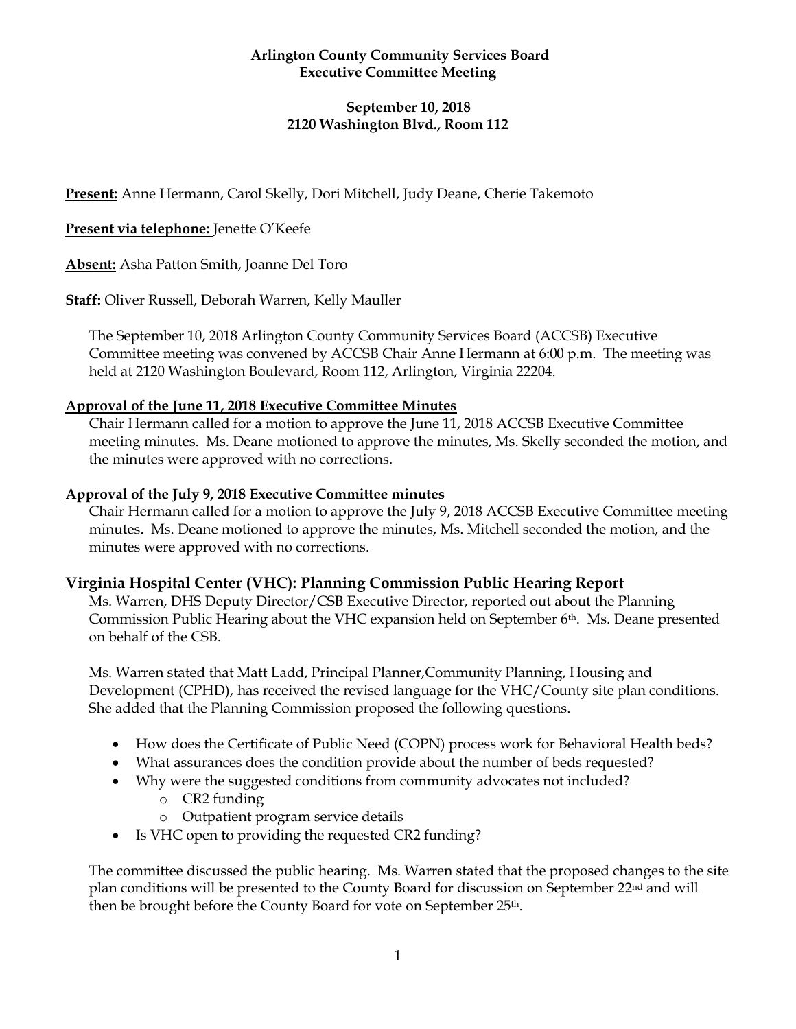**Arlington County Community Services Board**
**Executive Committee Meeting**

**September 10, 2018**
**2120 Washington Blvd., Room 112**

**Present:** Anne Hermann, Carol Skelly, Dori Mitchell, Judy Deane, Cherie Takemoto

**Present via telephone:** Jenette O'Keefe

**Absent:** Asha Patton Smith, Joanne Del Toro

**Staff:** Oliver Russell, Deborah Warren, Kelly Mauller

The September 10, 2018 Arlington County Community Services Board (ACCSB) Executive Committee meeting was convened by ACCSB Chair Anne Hermann at 6:00 p.m. The meeting was held at 2120 Washington Boulevard, Room 112, Arlington, Virginia 22204.

**Approval of the June 11, 2018 Executive Committee Minutes**

Chair Hermann called for a motion to approve the June 11, 2018 ACCSB Executive Committee meeting minutes. Ms. Deane motioned to approve the minutes, Ms. Skelly seconded the motion, and the minutes were approved with no corrections.

**Approval of the July 9, 2018 Executive Committee minutes**

Chair Hermann called for a motion to approve the July 9, 2018 ACCSB Executive Committee meeting minutes. Ms. Deane motioned to approve the minutes, Ms. Mitchell seconded the motion, and the minutes were approved with no corrections.

## Virginia Hospital Center (VHC): Planning Commission Public Hearing Report

Ms. Warren, DHS Deputy Director/CSB Executive Director, reported out about the Planning Commission Public Hearing about the VHC expansion held on September 6th. Ms. Deane presented on behalf of the CSB.

Ms. Warren stated that Matt Ladd, Principal Planner,Community Planning, Housing and Development (CPHD), has received the revised language for the VHC/County site plan conditions. She added that the Planning Commission proposed the following questions.

- How does the Certificate of Public Need (COPN) process work for Behavioral Health beds?
- What assurances does the condition provide about the number of beds requested?
- Why were the suggested conditions from community advocates not included?
  - CR2 funding
  - Outpatient program service details
- Is VHC open to providing the requested CR2 funding?

The committee discussed the public hearing. Ms. Warren stated that the proposed changes to the site plan conditions will be presented to the County Board for discussion on September 22nd and will then be brought before the County Board for vote on September 25th.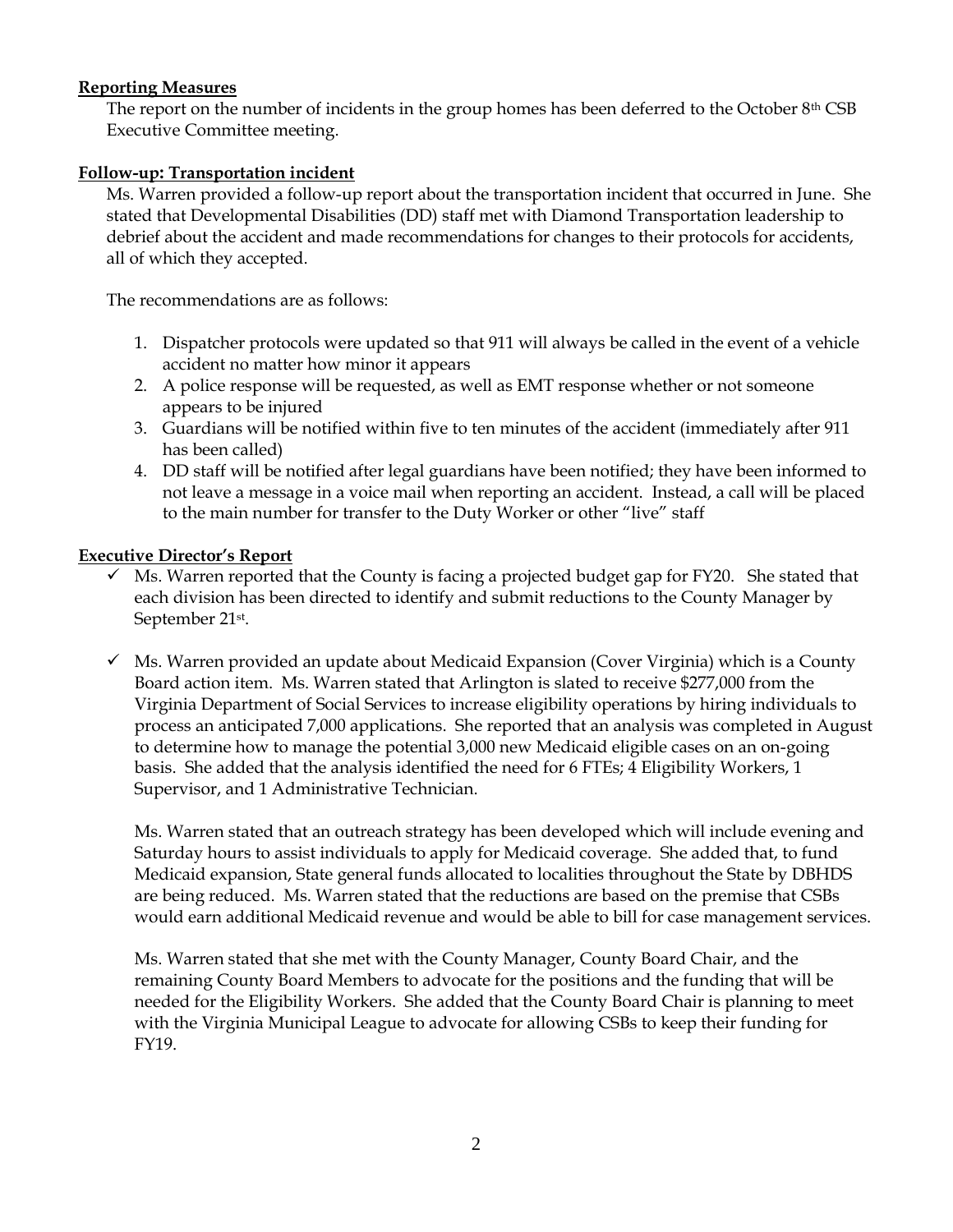**Reporting Measures**

The report on the number of incidents in the group homes has been deferred to the October 8th CSB Executive Committee meeting.

**Follow-up: Transportation incident**

Ms. Warren provided a follow-up report about the transportation incident that occurred in June. She stated that Developmental Disabilities (DD) staff met with Diamond Transportation leadership to debrief about the accident and made recommendations for changes to their protocols for accidents, all of which they accepted.

The recommendations are as follows:

1. Dispatcher protocols were updated so that 911 will always be called in the event of a vehicle accident no matter how minor it appears
2. A police response will be requested, as well as EMT response whether or not someone appears to be injured
3. Guardians will be notified within five to ten minutes of the accident (immediately after 911 has been called)
4. DD staff will be notified after legal guardians have been notified; they have been informed to not leave a message in a voice mail when reporting an accident. Instead, a call will be placed to the main number for transfer to the Duty Worker or other "live" staff

**Executive Director's Report**

- ✓ Ms. Warren reported that the County is facing a projected budget gap for FY20. She stated that each division has been directed to identify and submit reductions to the County Manager by September 21st.

- ✓ Ms. Warren provided an update about Medicaid Expansion (Cover Virginia) which is a County Board action item. Ms. Warren stated that Arlington is slated to receive $277,000 from the Virginia Department of Social Services to increase eligibility operations by hiring individuals to process an anticipated 7,000 applications. She reported that an analysis was completed in August to determine how to manage the potential 3,000 new Medicaid eligible cases on an on-going basis. She added that the analysis identified the need for 6 FTEs; 4 Eligibility Workers, 1 Supervisor, and 1 Administrative Technician.

  Ms. Warren stated that an outreach strategy has been developed which will include evening and Saturday hours to assist individuals to apply for Medicaid coverage. She added that, to fund Medicaid expansion, State general funds allocated to localities throughout the State by DBHDS are being reduced. Ms. Warren stated that the reductions are based on the premise that CSBs would earn additional Medicaid revenue and would be able to bill for case management services.

  Ms. Warren stated that she met with the County Manager, County Board Chair, and the remaining County Board Members to advocate for the positions and the funding that will be needed for the Eligibility Workers. She added that the County Board Chair is planning to meet with the Virginia Municipal League to advocate for allowing CSBs to keep their funding for FY19.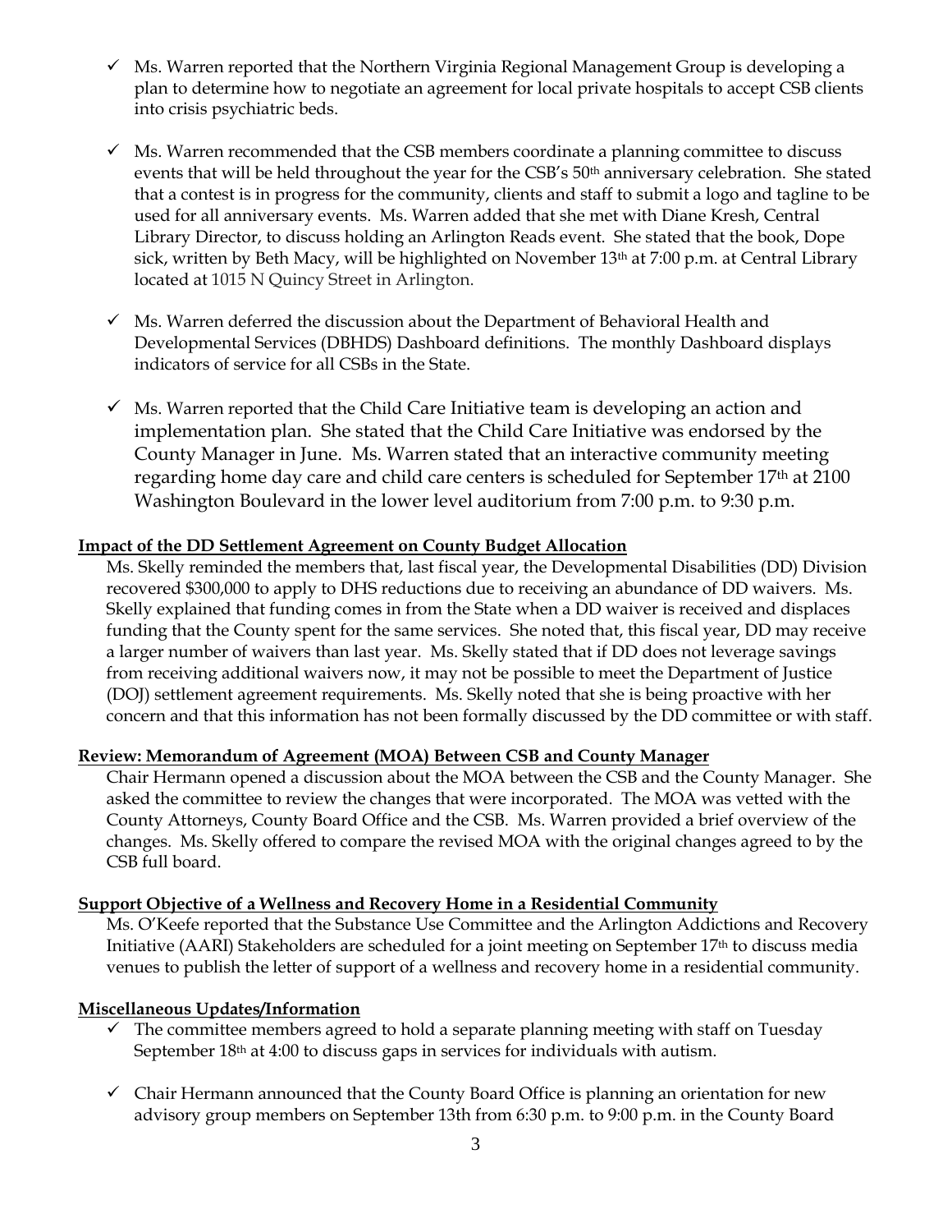- ✓ Ms. Warren reported that the Northern Virginia Regional Management Group is developing a plan to determine how to negotiate an agreement for local private hospitals to accept CSB clients into crisis psychiatric beds.

- ✓ Ms. Warren recommended that the CSB members coordinate a planning committee to discuss events that will be held throughout the year for the CSB's 50th anniversary celebration. She stated that a contest is in progress for the community, clients and staff to submit a logo and tagline to be used for all anniversary events. Ms. Warren added that she met with Diane Kresh, Central Library Director, to discuss holding an Arlington Reads event. She stated that the book, Dope sick, written by Beth Macy, will be highlighted on November 13th at 7:00 p.m. at Central Library located at 1015 N Quincy Street in Arlington.

- ✓ Ms. Warren deferred the discussion about the Department of Behavioral Health and Developmental Services (DBHDS) Dashboard definitions. The monthly Dashboard displays indicators of service for all CSBs in the State.

- ✓ Ms. Warren reported that the Child Care Initiative team is developing an action and implementation plan. She stated that the Child Care Initiative was endorsed by the County Manager in June. Ms. Warren stated that an interactive community meeting regarding home day care and child care centers is scheduled for September 17th at 2100 Washington Boulevard in the lower level auditorium from 7:00 p.m. to 9:30 p.m.

**Impact of the DD Settlement Agreement on County Budget Allocation**

Ms. Skelly reminded the members that, last fiscal year, the Developmental Disabilities (DD) Division recovered $300,000 to apply to DHS reductions due to receiving an abundance of DD waivers. Ms. Skelly explained that funding comes in from the State when a DD waiver is received and displaces funding that the County spent for the same services. She noted that, this fiscal year, DD may receive a larger number of waivers than last year. Ms. Skelly stated that if DD does not leverage savings from receiving additional waivers now, it may not be possible to meet the Department of Justice (DOJ) settlement agreement requirements. Ms. Skelly noted that she is being proactive with her concern and that this information has not been formally discussed by the DD committee or with staff.

**Review: Memorandum of Agreement (MOA) Between CSB and County Manager**

Chair Hermann opened a discussion about the MOA between the CSB and the County Manager. She asked the committee to review the changes that were incorporated. The MOA was vetted with the County Attorneys, County Board Office and the CSB. Ms. Warren provided a brief overview of the changes. Ms. Skelly offered to compare the revised MOA with the original changes agreed to by the CSB full board.

**Support Objective of a Wellness and Recovery Home in a Residential Community**

Ms. O'Keefe reported that the Substance Use Committee and the Arlington Addictions and Recovery Initiative (AARI) Stakeholders are scheduled for a joint meeting on September 17th to discuss media venues to publish the letter of support of a wellness and recovery home in a residential community.

**Miscellaneous Updates/Information**

- ✓ The committee members agreed to hold a separate planning meeting with staff on Tuesday September 18th at 4:00 to discuss gaps in services for individuals with autism.

- ✓ Chair Hermann announced that the County Board Office is planning an orientation for new advisory group members on September 13th from 6:30 p.m. to 9:00 p.m. in the County Board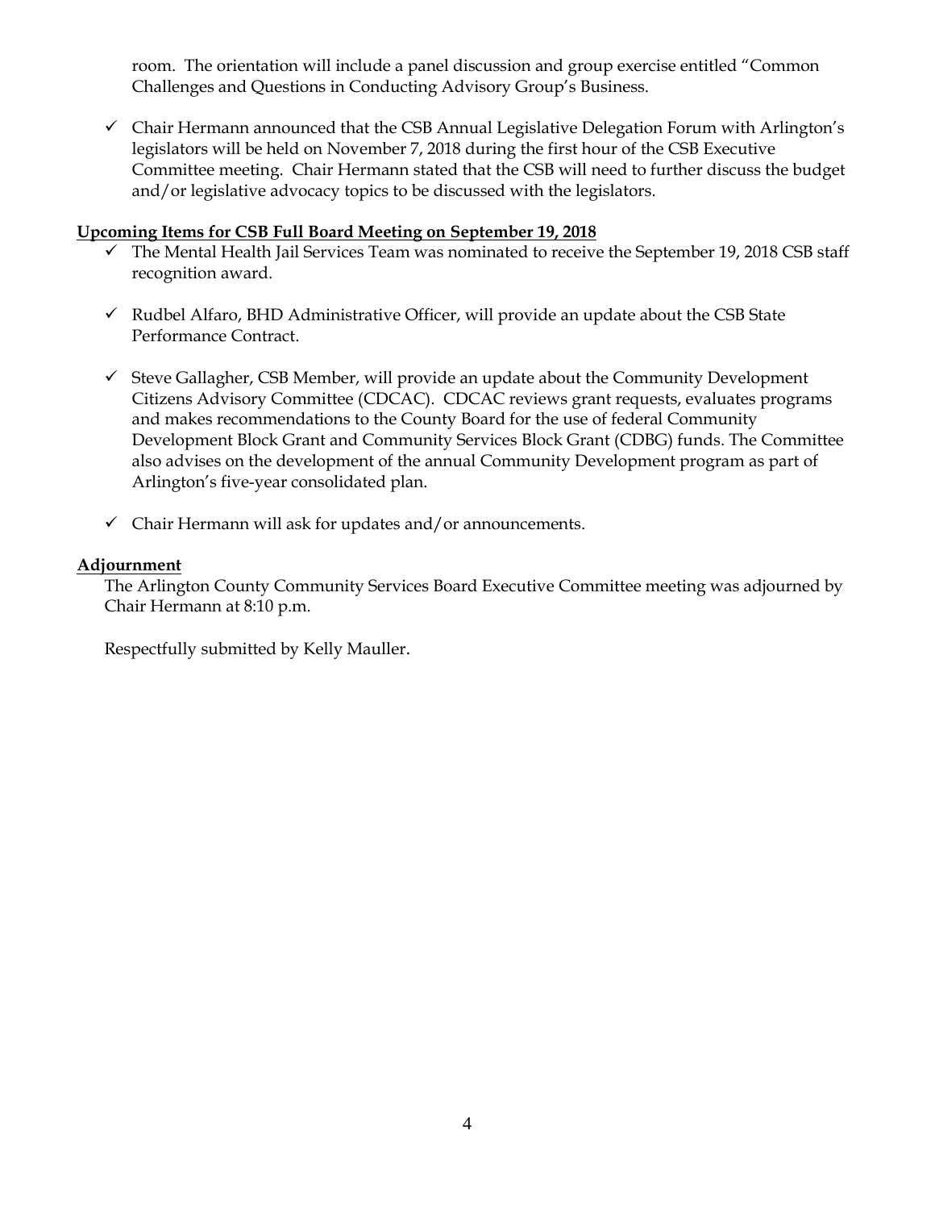room. The orientation will include a panel discussion and group exercise entitled "Common Challenges and Questions in Conducting Advisory Group's Business.

- ✓ Chair Hermann announced that the CSB Annual Legislative Delegation Forum with Arlington's legislators will be held on November 7, 2018 during the first hour of the CSB Executive Committee meeting. Chair Hermann stated that the CSB will need to further discuss the budget and/or legislative advocacy topics to be discussed with the legislators.

**Upcoming Items for CSB Full Board Meeting on September 19, 2018**

- ✓ The Mental Health Jail Services Team was nominated to receive the September 19, 2018 CSB staff recognition award.
- ✓ Rudbel Alfaro, BHD Administrative Officer, will provide an update about the CSB State Performance Contract.
- ✓ Steve Gallagher, CSB Member, will provide an update about the Community Development Citizens Advisory Committee (CDCAC). CDCAC reviews grant requests, evaluates programs and makes recommendations to the County Board for the use of federal Community Development Block Grant and Community Services Block Grant (CDBG) funds. The Committee also advises on the development of the annual Community Development program as part of Arlington's five-year consolidated plan.
- ✓ Chair Hermann will ask for updates and/or announcements.

**Adjournment**

The Arlington County Community Services Board Executive Committee meeting was adjourned by Chair Hermann at 8:10 p.m.

Respectfully submitted by Kelly Mauller.